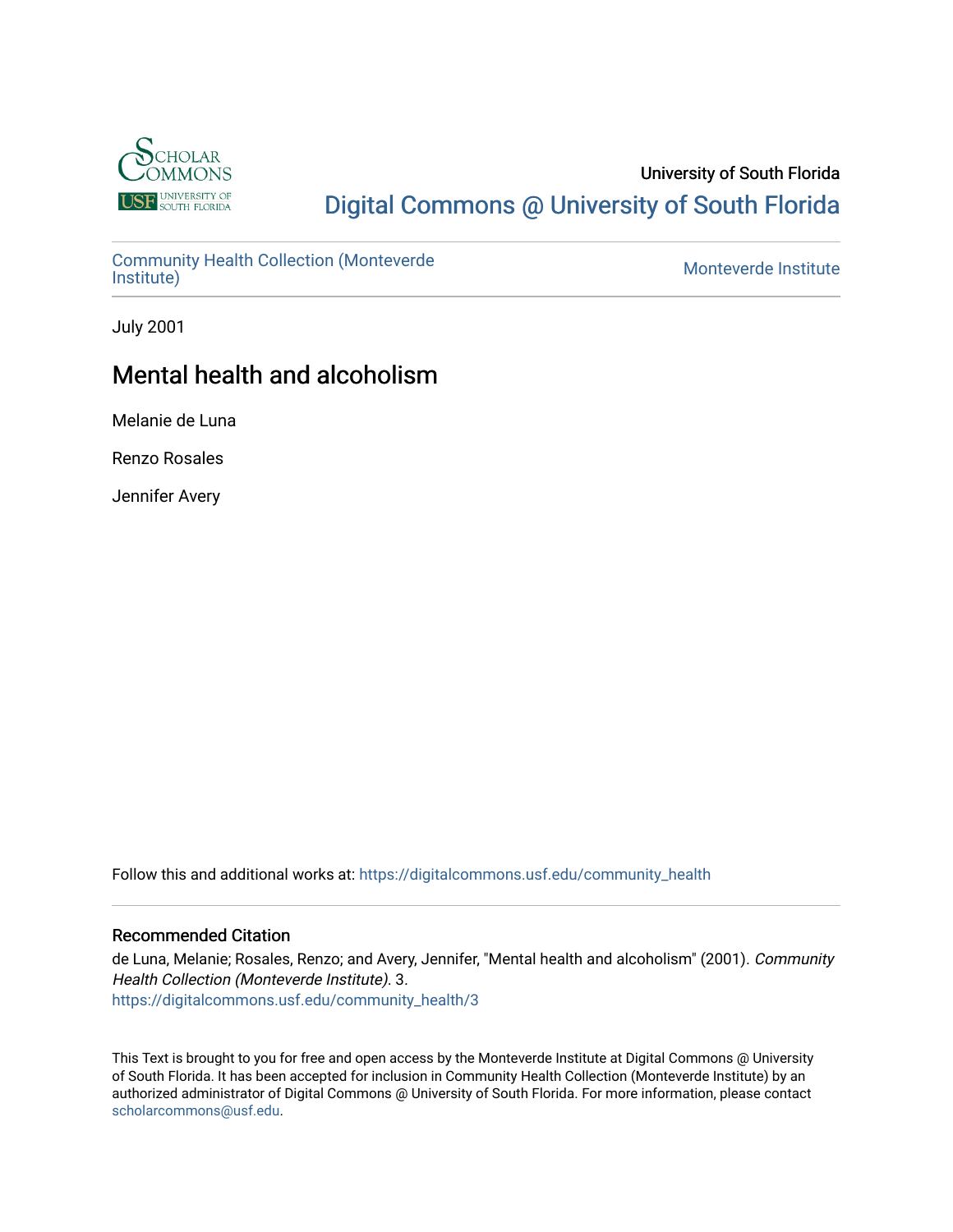University of South Florida

Digital Commons @ University of South Florida

Community Health Collection (Monteverde Institute) | Monteverde Institute

July 2001

# Mental health and alcoholism

Melanie de Luna

Renzo Rosales

Jennifer Avery

Follow this and additional works at: https://digitalcommons.usf.edu/community_health

## Recommended Citation

de Luna, Melanie; Rosales, Renzo; and Avery, Jennifer, "Mental health and alcoholism" (2001). *Community Health Collection (Monteverde Institute)*. 3.
https://digitalcommons.usf.edu/community_health/3

This Text is brought to you for free and open access by the Monteverde Institute at Digital Commons @ University of South Florida. It has been accepted for inclusion in Community Health Collection (Monteverde Institute) by an authorized administrator of Digital Commons @ University of South Florida. For more information, please contact scholarcommons@usf.edu.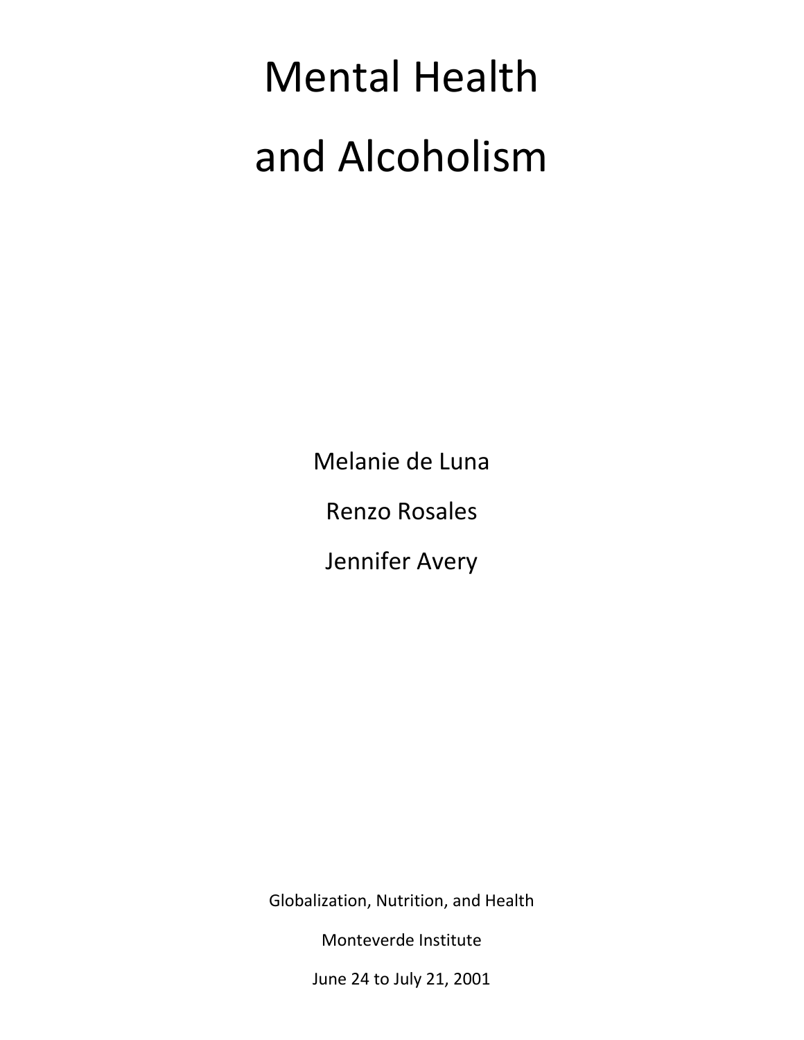# Mental Health and Alcoholism

Melanie de Luna

Renzo Rosales

Jennifer Avery

Globalization, Nutrition, and Health

Monteverde Institute

June 24 to July 21, 2001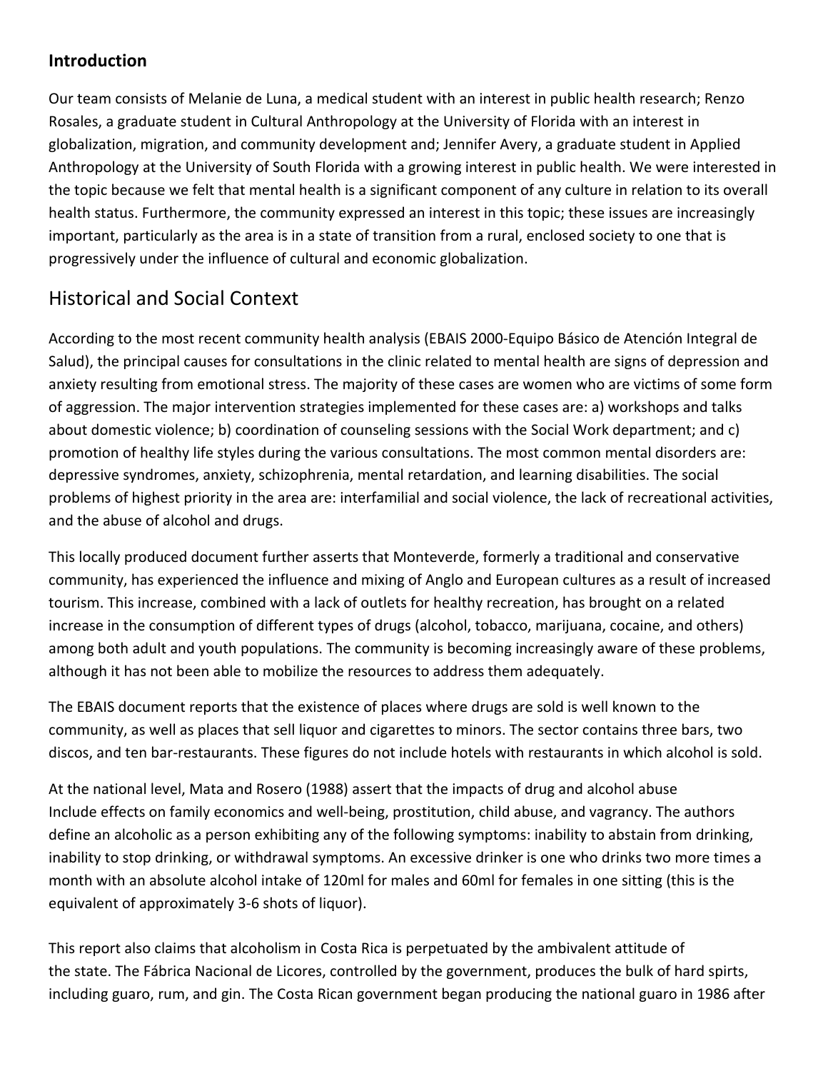### Introduction

Our team consists of Melanie de Luna, a medical student with an interest in public health research; Renzo Rosales, a graduate student in Cultural Anthropology at the University of Florida with an interest in globalization, migration, and community development and; Jennifer Avery, a graduate student in Applied Anthropology at the University of South Florida with a growing interest in public health. We were interested in the topic because we felt that mental health is a significant component of any culture in relation to its overall health status. Furthermore, the community expressed an interest in this topic; these issues are increasingly important, particularly as the area is in a state of transition from a rural, enclosed society to one that is progressively under the influence of cultural and economic globalization.

## Historical and Social Context

According to the most recent community health analysis (EBAIS 2000-Equipo Básico de Atención Integral de Salud), the principal causes for consultations in the clinic related to mental health are signs of depression and anxiety resulting from emotional stress. The majority of these cases are women who are victims of some form of aggression. The major intervention strategies implemented for these cases are: a) workshops and talks about domestic violence; b) coordination of counseling sessions with the Social Work department; and c) promotion of healthy life styles during the various consultations. The most common mental disorders are: depressive syndromes, anxiety, schizophrenia, mental retardation, and learning disabilities. The social problems of highest priority in the area are: interfamilial and social violence, the lack of recreational activities, and the abuse of alcohol and drugs.

This locally produced document further asserts that Monteverde, formerly a traditional and conservative community, has experienced the influence and mixing of Anglo and European cultures as a result of increased tourism. This increase, combined with a lack of outlets for healthy recreation, has brought on a related increase in the consumption of different types of drugs (alcohol, tobacco, marijuana, cocaine, and others) among both adult and youth populations. The community is becoming increasingly aware of these problems, although it has not been able to mobilize the resources to address them adequately.

The EBAIS document reports that the existence of places where drugs are sold is well known to the community, as well as places that sell liquor and cigarettes to minors. The sector contains three bars, two discos, and ten bar-restaurants. These figures do not include hotels with restaurants in which alcohol is sold.

At the national level, Mata and Rosero (1988) assert that the impacts of drug and alcohol abuse Include effects on family economics and well-being, prostitution, child abuse, and vagrancy. The authors define an alcoholic as a person exhibiting any of the following symptoms: inability to abstain from drinking, inability to stop drinking, or withdrawal symptoms. An excessive drinker is one who drinks two more times a month with an absolute alcohol intake of 120ml for males and 60ml for females in one sitting (this is the equivalent of approximately 3-6 shots of liquor).

This report also claims that alcoholism in Costa Rica is perpetuated by the ambivalent attitude of the state. The Fábrica Nacional de Licores, controlled by the government, produces the bulk of hard spirts, including guaro, rum, and gin. The Costa Rican government began producing the national guaro in 1986 after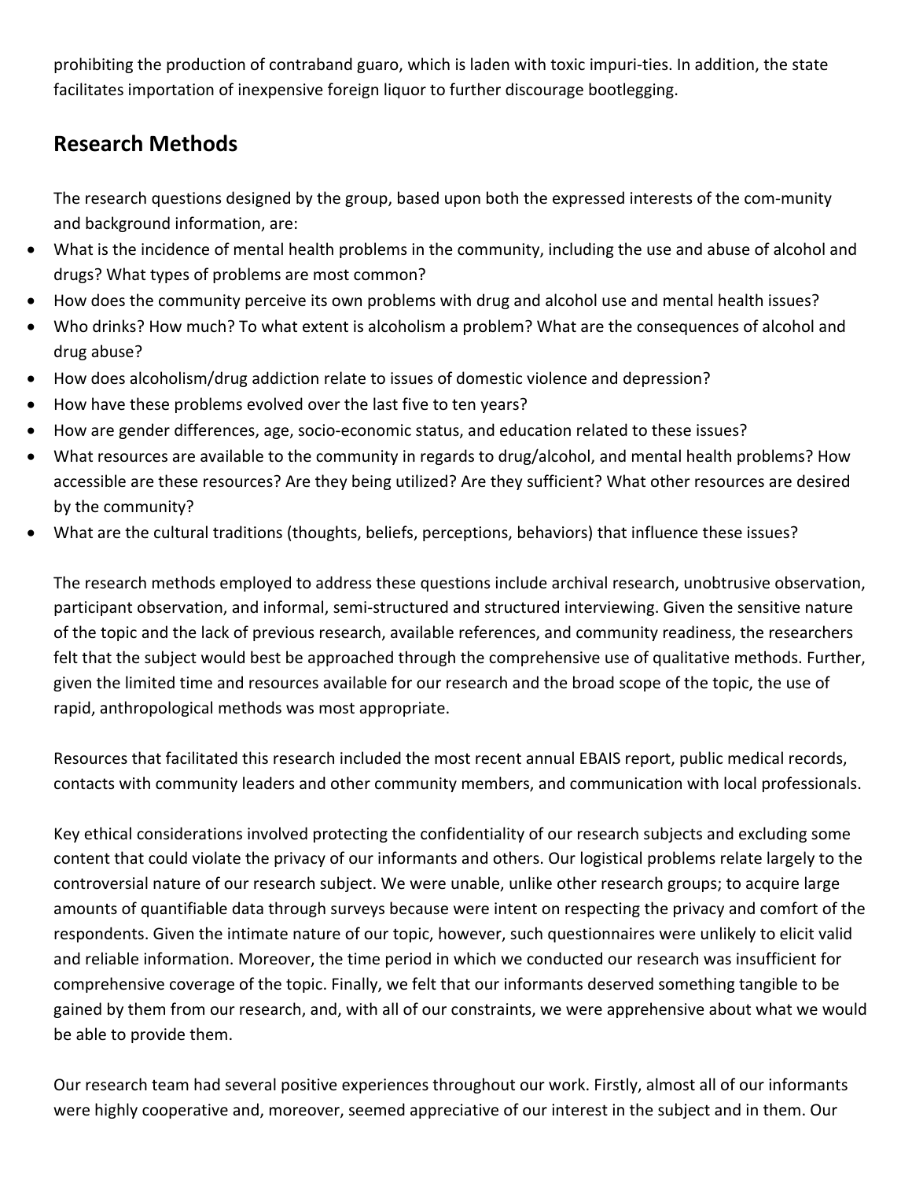prohibiting the production of contraband guaro, which is laden with toxic impuri-ties. In addition, the state facilitates importation of inexpensive foreign liquor to further discourage bootlegging.

## Research Methods

The research questions designed by the group, based upon both the expressed interests of the com-munity and background information, are:

- What is the incidence of mental health problems in the community, including the use and abuse of alcohol and drugs? What types of problems are most common?
- How does the community perceive its own problems with drug and alcohol use and mental health issues?
- Who drinks? How much? To what extent is alcoholism a problem? What are the consequences of alcohol and drug abuse?
- How does alcoholism/drug addiction relate to issues of domestic violence and depression?
- How have these problems evolved over the last five to ten years?
- How are gender differences, age, socio-economic status, and education related to these issues?
- What resources are available to the community in regards to drug/alcohol, and mental health problems? How accessible are these resources? Are they being utilized? Are they sufficient? What other resources are desired by the community?
- What are the cultural traditions (thoughts, beliefs, perceptions, behaviors) that influence these issues?

The research methods employed to address these questions include archival research, unobtrusive observation, participant observation, and informal, semi-structured and structured interviewing. Given the sensitive nature of the topic and the lack of previous research, available references, and community readiness, the researchers felt that the subject would best be approached through the comprehensive use of qualitative methods. Further, given the limited time and resources available for our research and the broad scope of the topic, the use of rapid, anthropological methods was most appropriate.

Resources that facilitated this research included the most recent annual EBAIS report, public medical records, contacts with community leaders and other community members, and communication with local professionals.

Key ethical considerations involved protecting the confidentiality of our research subjects and excluding some content that could violate the privacy of our informants and others. Our logistical problems relate largely to the controversial nature of our research subject. We were unable, unlike other research groups; to acquire large amounts of quantifiable data through surveys because were intent on respecting the privacy and comfort of the respondents. Given the intimate nature of our topic, however, such questionnaires were unlikely to elicit valid and reliable information. Moreover, the time period in which we conducted our research was insufficient for comprehensive coverage of the topic. Finally, we felt that our informants deserved something tangible to be gained by them from our research, and, with all of our constraints, we were apprehensive about what we would be able to provide them.

Our research team had several positive experiences throughout our work. Firstly, almost all of our informants were highly cooperative and, moreover, seemed appreciative of our interest in the subject and in them. Our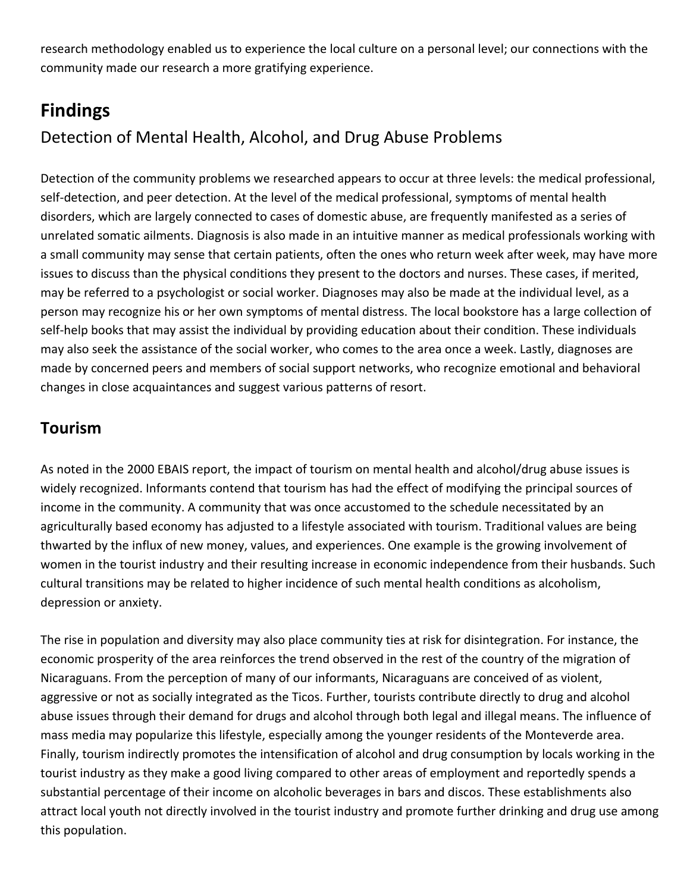research methodology enabled us to experience the local culture on a personal level; our connections with the community made our research a more gratifying experience.

# Findings

## Detection of Mental Health, Alcohol, and Drug Abuse Problems

Detection of the community problems we researched appears to occur at three levels: the medical professional, self-detection, and peer detection. At the level of the medical professional, symptoms of mental health disorders, which are largely connected to cases of domestic abuse, are frequently manifested as a series of unrelated somatic ailments. Diagnosis is also made in an intuitive manner as medical professionals working with a small community may sense that certain patients, often the ones who return week after week, may have more issues to discuss than the physical conditions they present to the doctors and nurses. These cases, if merited, may be referred to a psychologist or social worker. Diagnoses may also be made at the individual level, as a person may recognize his or her own symptoms of mental distress. The local bookstore has a large collection of self-help books that may assist the individual by providing education about their condition. These individuals may also seek the assistance of the social worker, who comes to the area once a week. Lastly, diagnoses are made by concerned peers and members of social support networks, who recognize emotional and behavioral changes in close acquaintances and suggest various patterns of resort.

## Tourism

As noted in the 2000 EBAIS report, the impact of tourism on mental health and alcohol/drug abuse issues is widely recognized. Informants contend that tourism has had the effect of modifying the principal sources of income in the community. A community that was once accustomed to the schedule necessitated by an agriculturally based economy has adjusted to a lifestyle associated with tourism. Traditional values are being thwarted by the influx of new money, values, and experiences. One example is the growing involvement of women in the tourist industry and their resulting increase in economic independence from their husbands. Such cultural transitions may be related to higher incidence of such mental health conditions as alcoholism, depression or anxiety.

The rise in population and diversity may also place community ties at risk for disintegration. For instance, the economic prosperity of the area reinforces the trend observed in the rest of the country of the migration of Nicaraguans. From the perception of many of our informants, Nicaraguans are conceived of as violent, aggressive or not as socially integrated as the Ticos. Further, tourists contribute directly to drug and alcohol abuse issues through their demand for drugs and alcohol through both legal and illegal means. The influence of mass media may popularize this lifestyle, especially among the younger residents of the Monteverde area. Finally, tourism indirectly promotes the intensification of alcohol and drug consumption by locals working in the tourist industry as they make a good living compared to other areas of employment and reportedly spends a substantial percentage of their income on alcoholic beverages in bars and discos. These establishments also attract local youth not directly involved in the tourist industry and promote further drinking and drug use among this population.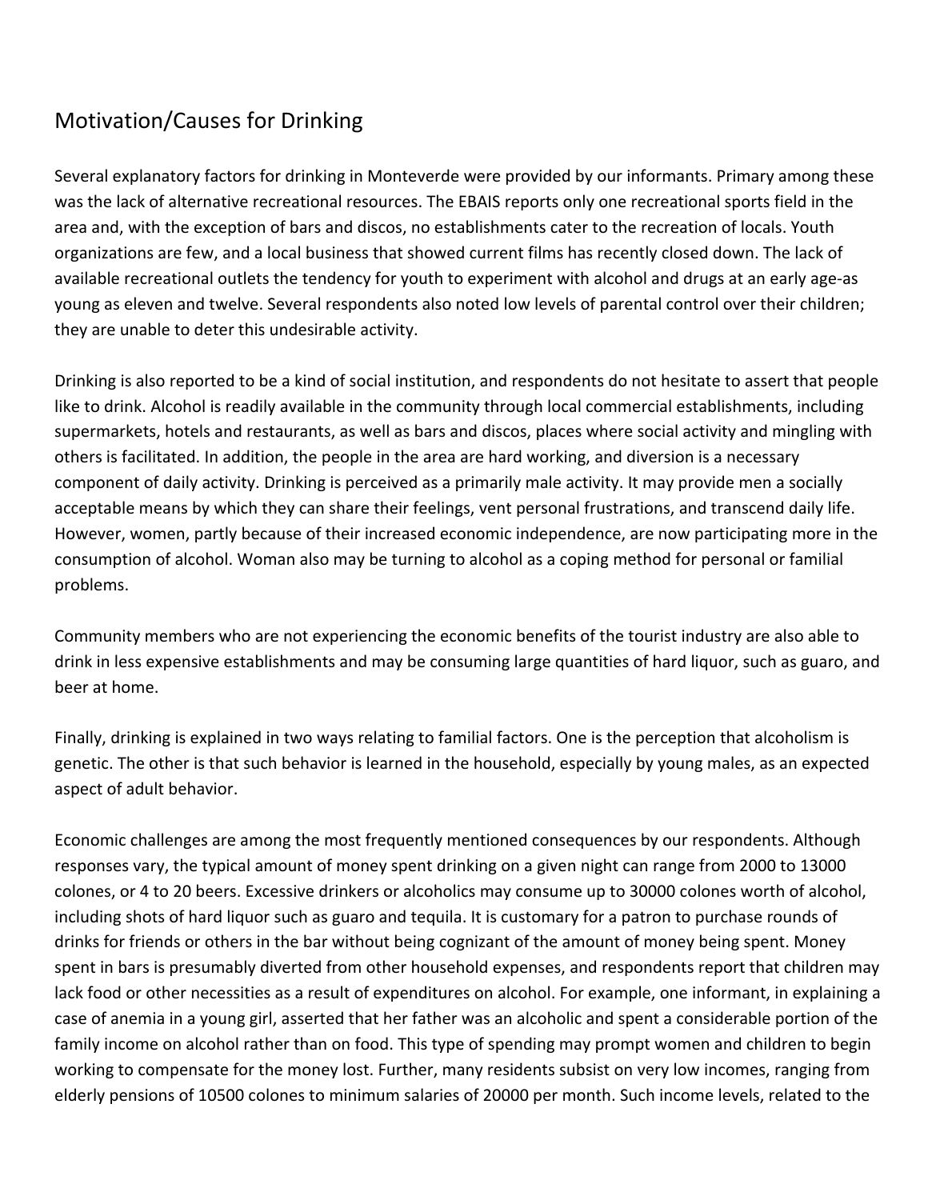## Motivation/Causes for Drinking

Several explanatory factors for drinking in Monteverde were provided by our informants. Primary among these was the lack of alternative recreational resources. The EBAIS reports only one recreational sports field in the area and, with the exception of bars and discos, no establishments cater to the recreation of locals. Youth organizations are few, and a local business that showed current films has recently closed down. The lack of available recreational outlets the tendency for youth to experiment with alcohol and drugs at an early age-as young as eleven and twelve. Several respondents also noted low levels of parental control over their children; they are unable to deter this undesirable activity.

Drinking is also reported to be a kind of social institution, and respondents do not hesitate to assert that people like to drink. Alcohol is readily available in the community through local commercial establishments, including supermarkets, hotels and restaurants, as well as bars and discos, places where social activity and mingling with others is facilitated. In addition, the people in the area are hard working, and diversion is a necessary component of daily activity. Drinking is perceived as a primarily male activity. It may provide men a socially acceptable means by which they can share their feelings, vent personal frustrations, and transcend daily life. However, women, partly because of their increased economic independence, are now participating more in the consumption of alcohol. Woman also may be turning to alcohol as a coping method for personal or familial problems.

Community members who are not experiencing the economic benefits of the tourist industry are also able to drink in less expensive establishments and may be consuming large quantities of hard liquor, such as guaro, and beer at home.

Finally, drinking is explained in two ways relating to familial factors. One is the perception that alcoholism is genetic. The other is that such behavior is learned in the household, especially by young males, as an expected aspect of adult behavior.

Economic challenges are among the most frequently mentioned consequences by our respondents. Although responses vary, the typical amount of money spent drinking on a given night can range from 2000 to 13000 colones, or 4 to 20 beers. Excessive drinkers or alcoholics may consume up to 30000 colones worth of alcohol, including shots of hard liquor such as guaro and tequila. It is customary for a patron to purchase rounds of drinks for friends or others in the bar without being cognizant of the amount of money being spent. Money spent in bars is presumably diverted from other household expenses, and respondents report that children may lack food or other necessities as a result of expenditures on alcohol. For example, one informant, in explaining a case of anemia in a young girl, asserted that her father was an alcoholic and spent a considerable portion of the family income on alcohol rather than on food. This type of spending may prompt women and children to begin working to compensate for the money lost. Further, many residents subsist on very low incomes, ranging from elderly pensions of 10500 colones to minimum salaries of 20000 per month. Such income levels, related to the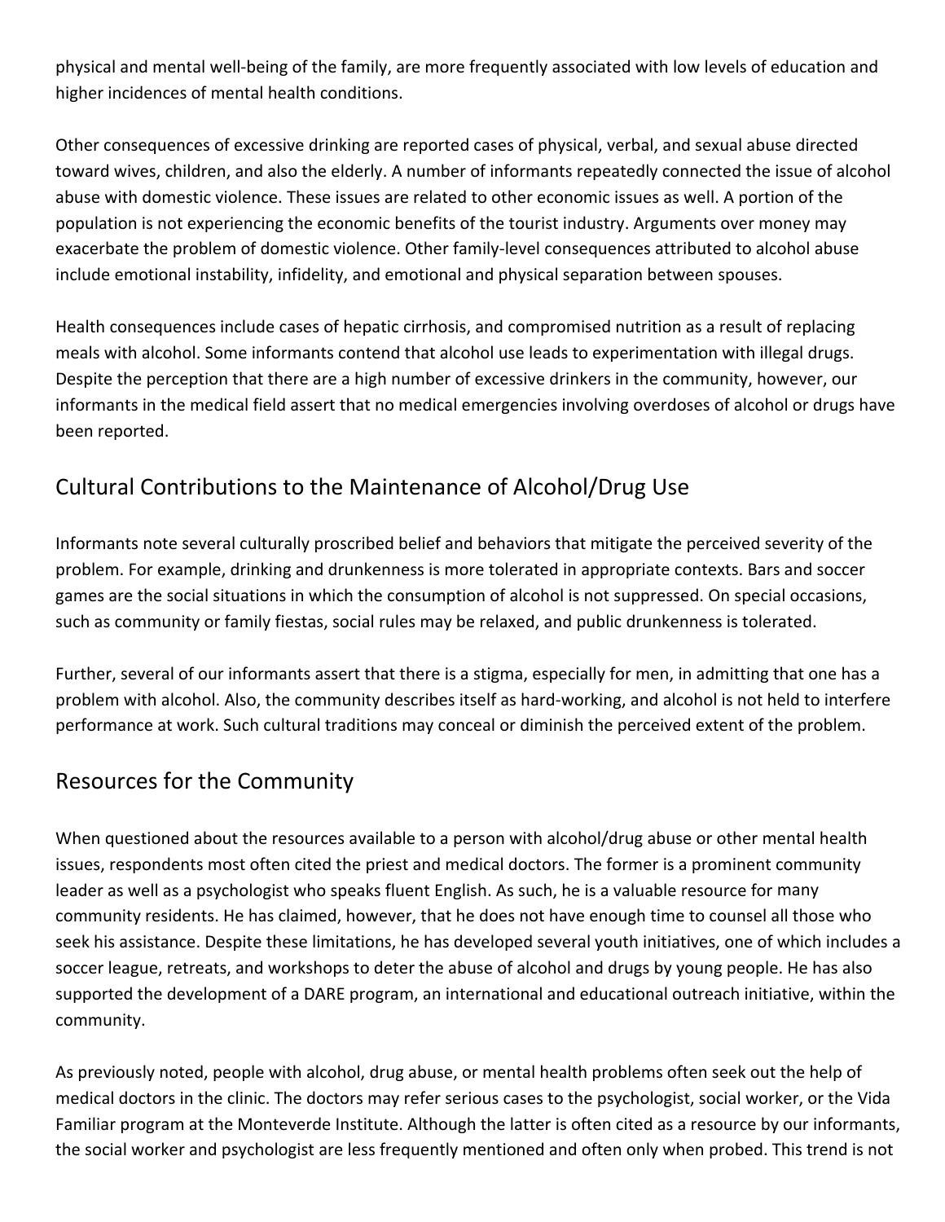physical and mental well-being of the family, are more frequently associated with low levels of education and higher incidences of mental health conditions.

Other consequences of excessive drinking are reported cases of physical, verbal, and sexual abuse directed toward wives, children, and also the elderly. A number of informants repeatedly connected the issue of alcohol abuse with domestic violence. These issues are related to other economic issues as well. A portion of the population is not experiencing the economic benefits of the tourist industry. Arguments over money may exacerbate the problem of domestic violence. Other family-level consequences attributed to alcohol abuse include emotional instability, infidelity, and emotional and physical separation between spouses.

Health consequences include cases of hepatic cirrhosis, and compromised nutrition as a result of replacing meals with alcohol. Some informants contend that alcohol use leads to experimentation with illegal drugs. Despite the perception that there are a high number of excessive drinkers in the community, however, our informants in the medical field assert that no medical emergencies involving overdoses of alcohol or drugs have been reported.

## Cultural Contributions to the Maintenance of Alcohol/Drug Use

Informants note several culturally proscribed belief and behaviors that mitigate the perceived severity of the problem. For example, drinking and drunkenness is more tolerated in appropriate contexts. Bars and soccer games are the social situations in which the consumption of alcohol is not suppressed. On special occasions, such as community or family fiestas, social rules may be relaxed, and public drunkenness is tolerated.

Further, several of our informants assert that there is a stigma, especially for men, in admitting that one has a problem with alcohol. Also, the community describes itself as hard-working, and alcohol is not held to interfere performance at work. Such cultural traditions may conceal or diminish the perceived extent of the problem.

## Resources for the Community

When questioned about the resources available to a person with alcohol/drug abuse or other mental health issues, respondents most often cited the priest and medical doctors. The former is a prominent community leader as well as a psychologist who speaks fluent English. As such, he is a valuable resource for many community residents. He has claimed, however, that he does not have enough time to counsel all those who seek his assistance. Despite these limitations, he has developed several youth initiatives, one of which includes a soccer league, retreats, and workshops to deter the abuse of alcohol and drugs by young people. He has also supported the development of a DARE program, an international and educational outreach initiative, within the community.

As previously noted, people with alcohol, drug abuse, or mental health problems often seek out the help of medical doctors in the clinic. The doctors may refer serious cases to the psychologist, social worker, or the Vida Familiar program at the Monteverde Institute. Although the latter is often cited as a resource by our informants, the social worker and psychologist are less frequently mentioned and often only when probed. This trend is not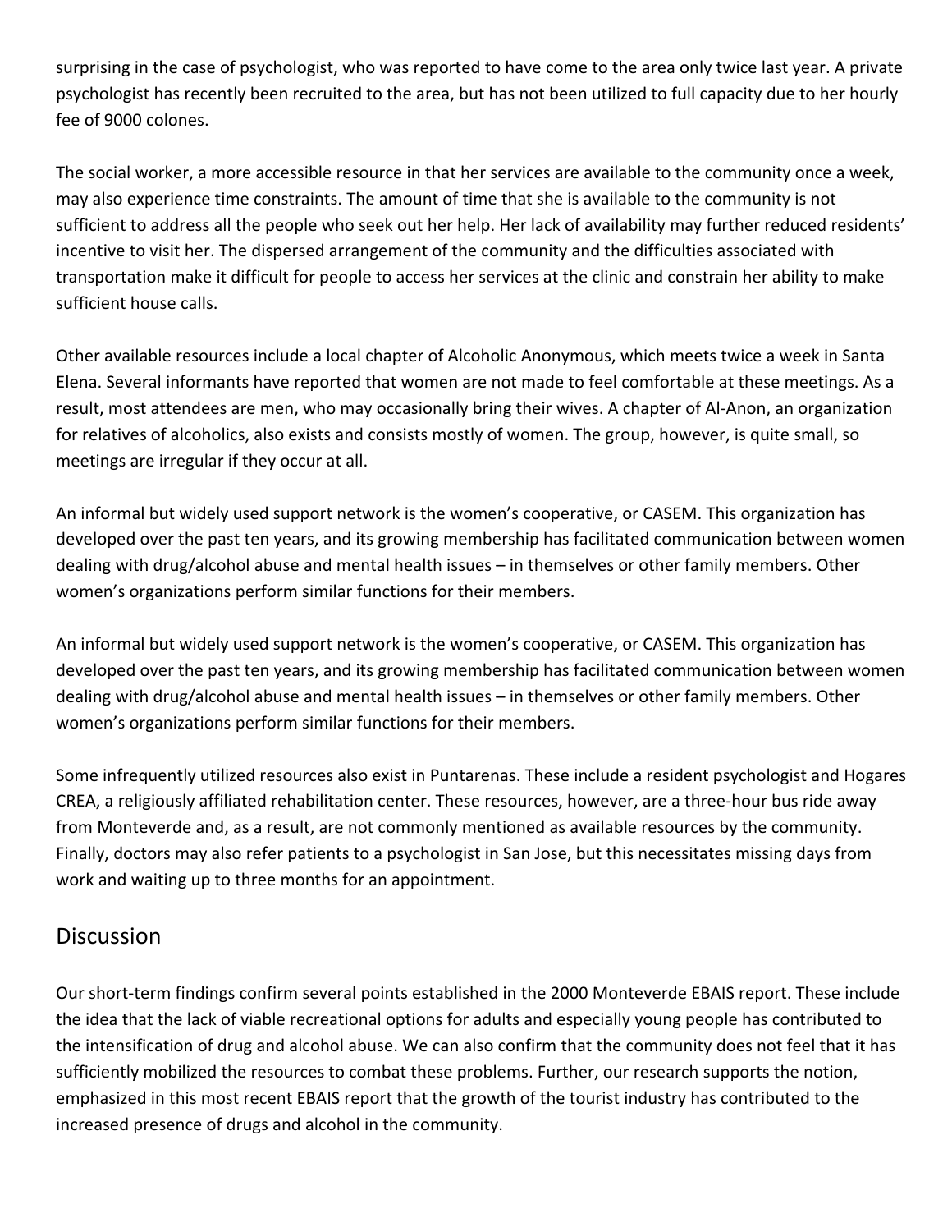surprising in the case of psychologist, who was reported to have come to the area only twice last year. A private psychologist has recently been recruited to the area, but has not been utilized to full capacity due to her hourly fee of 9000 colones.

The social worker, a more accessible resource in that her services are available to the community once a week, may also experience time constraints. The amount of time that she is available to the community is not sufficient to address all the people who seek out her help. Her lack of availability may further reduced residents' incentive to visit her. The dispersed arrangement of the community and the difficulties associated with transportation make it difficult for people to access her services at the clinic and constrain her ability to make sufficient house calls.

Other available resources include a local chapter of Alcoholic Anonymous, which meets twice a week in Santa Elena. Several informants have reported that women are not made to feel comfortable at these meetings. As a result, most attendees are men, who may occasionally bring their wives. A chapter of Al-Anon, an organization for relatives of alcoholics, also exists and consists mostly of women. The group, however, is quite small, so meetings are irregular if they occur at all.

An informal but widely used support network is the women's cooperative, or CASEM. This organization has developed over the past ten years, and its growing membership has facilitated communication between women dealing with drug/alcohol abuse and mental health issues – in themselves or other family members. Other women's organizations perform similar functions for their members.

An informal but widely used support network is the women's cooperative, or CASEM. This organization has developed over the past ten years, and its growing membership has facilitated communication between women dealing with drug/alcohol abuse and mental health issues – in themselves or other family members. Other women's organizations perform similar functions for their members.

Some infrequently utilized resources also exist in Puntarenas. These include a resident psychologist and Hogares CREA, a religiously affiliated rehabilitation center. These resources, however, are a three-hour bus ride away from Monteverde and, as a result, are not commonly mentioned as available resources by the community. Finally, doctors may also refer patients to a psychologist in San Jose, but this necessitates missing days from work and waiting up to three months for an appointment.

## Discussion

Our short-term findings confirm several points established in the 2000 Monteverde EBAIS report. These include the idea that the lack of viable recreational options for adults and especially young people has contributed to the intensification of drug and alcohol abuse. We can also confirm that the community does not feel that it has sufficiently mobilized the resources to combat these problems. Further, our research supports the notion, emphasized in this most recent EBAIS report that the growth of the tourist industry has contributed to the increased presence of drugs and alcohol in the community.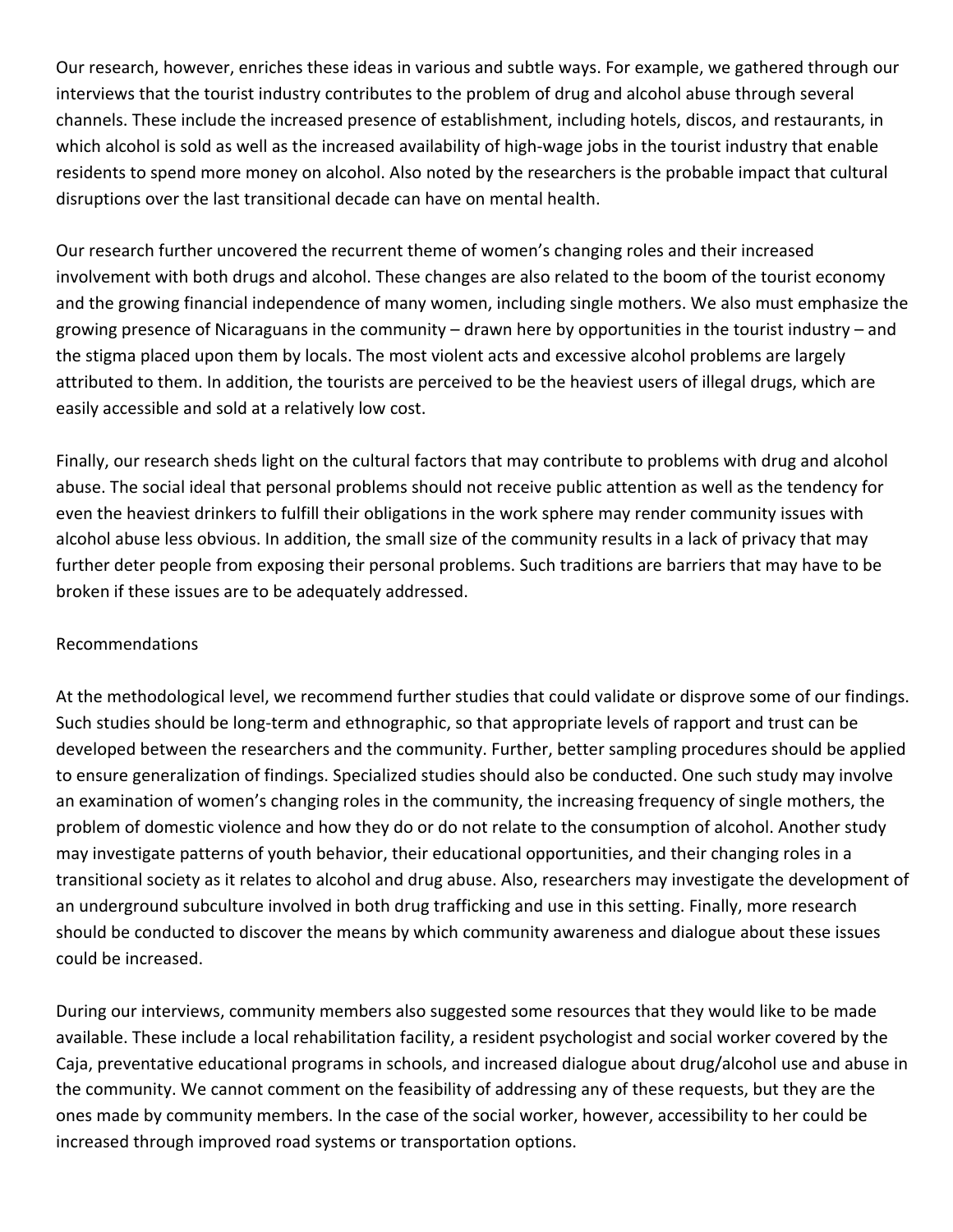Our research, however, enriches these ideas in various and subtle ways. For example, we gathered through our interviews that the tourist industry contributes to the problem of drug and alcohol abuse through several channels. These include the increased presence of establishment, including hotels, discos, and restaurants, in which alcohol is sold as well as the increased availability of high-wage jobs in the tourist industry that enable residents to spend more money on alcohol. Also noted by the researchers is the probable impact that cultural disruptions over the last transitional decade can have on mental health.

Our research further uncovered the recurrent theme of women's changing roles and their increased involvement with both drugs and alcohol. These changes are also related to the boom of the tourist economy and the growing financial independence of many women, including single mothers. We also must emphasize the growing presence of Nicaraguans in the community – drawn here by opportunities in the tourist industry – and the stigma placed upon them by locals. The most violent acts and excessive alcohol problems are largely attributed to them. In addition, the tourists are perceived to be the heaviest users of illegal drugs, which are easily accessible and sold at a relatively low cost.

Finally, our research sheds light on the cultural factors that may contribute to problems with drug and alcohol abuse. The social ideal that personal problems should not receive public attention as well as the tendency for even the heaviest drinkers to fulfill their obligations in the work sphere may render community issues with alcohol abuse less obvious. In addition, the small size of the community results in a lack of privacy that may further deter people from exposing their personal problems. Such traditions are barriers that may have to be broken if these issues are to be adequately addressed.

## Recommendations

At the methodological level, we recommend further studies that could validate or disprove some of our findings. Such studies should be long-term and ethnographic, so that appropriate levels of rapport and trust can be developed between the researchers and the community. Further, better sampling procedures should be applied to ensure generalization of findings. Specialized studies should also be conducted. One such study may involve an examination of women's changing roles in the community, the increasing frequency of single mothers, the problem of domestic violence and how they do or do not relate to the consumption of alcohol. Another study may investigate patterns of youth behavior, their educational opportunities, and their changing roles in a transitional society as it relates to alcohol and drug abuse. Also, researchers may investigate the development of an underground subculture involved in both drug trafficking and use in this setting. Finally, more research should be conducted to discover the means by which community awareness and dialogue about these issues could be increased.

During our interviews, community members also suggested some resources that they would like to be made available. These include a local rehabilitation facility, a resident psychologist and social worker covered by the Caja, preventative educational programs in schools, and increased dialogue about drug/alcohol use and abuse in the community. We cannot comment on the feasibility of addressing any of these requests, but they are the ones made by community members. In the case of the social worker, however, accessibility to her could be increased through improved road systems or transportation options.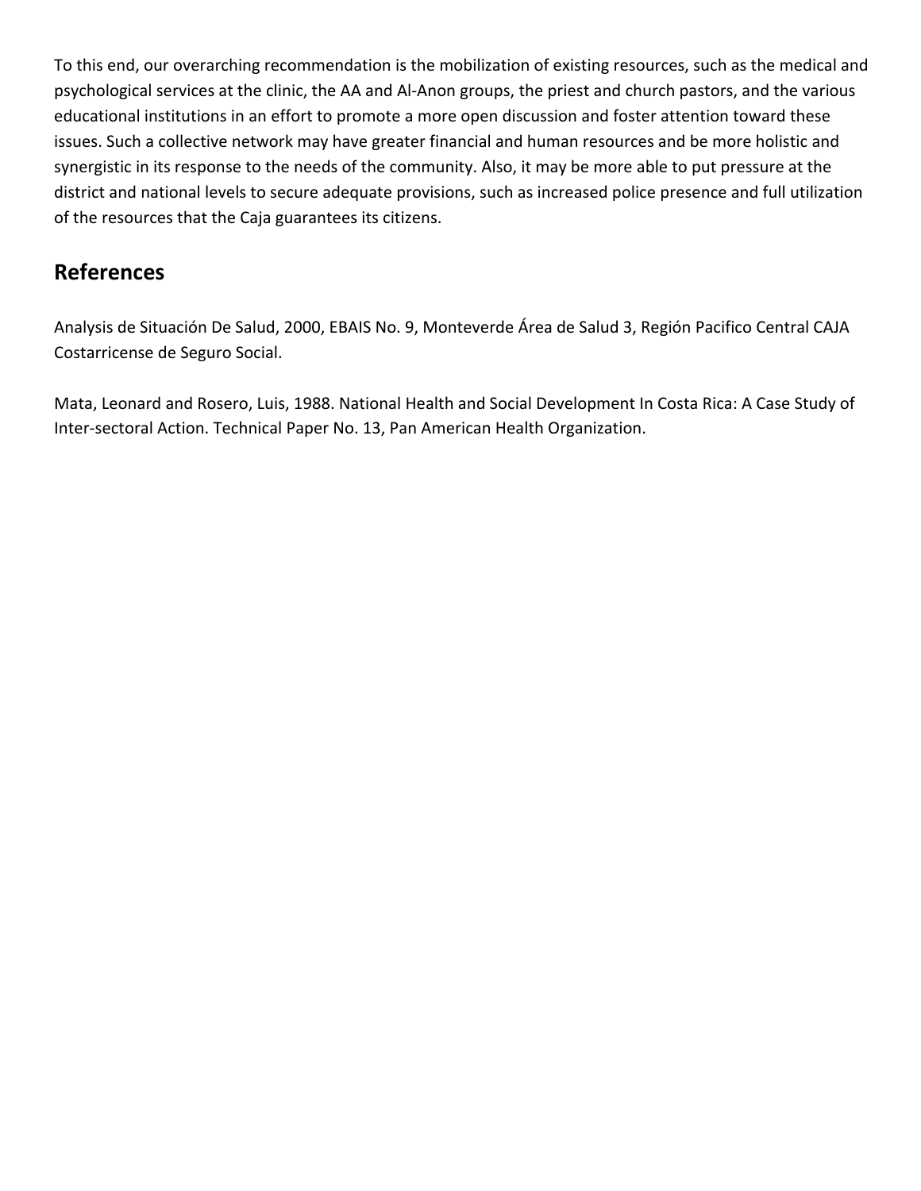To this end, our overarching recommendation is the mobilization of existing resources, such as the medical and psychological services at the clinic, the AA and Al-Anon groups, the priest and church pastors, and the various educational institutions in an effort to promote a more open discussion and foster attention toward these issues. Such a collective network may have greater financial and human resources and be more holistic and synergistic in its response to the needs of the community. Also, it may be more able to put pressure at the district and national levels to secure adequate provisions, such as increased police presence and full utilization of the resources that the Caja guarantees its citizens.

## References

Analysis de Situación De Salud, 2000, EBAIS No. 9, Monteverde Área de Salud 3, Región Pacifico Central CAJA Costarricense de Seguro Social.

Mata, Leonard and Rosero, Luis, 1988. National Health and Social Development In Costa Rica: A Case Study of Inter-sectoral Action. Technical Paper No. 13, Pan American Health Organization.